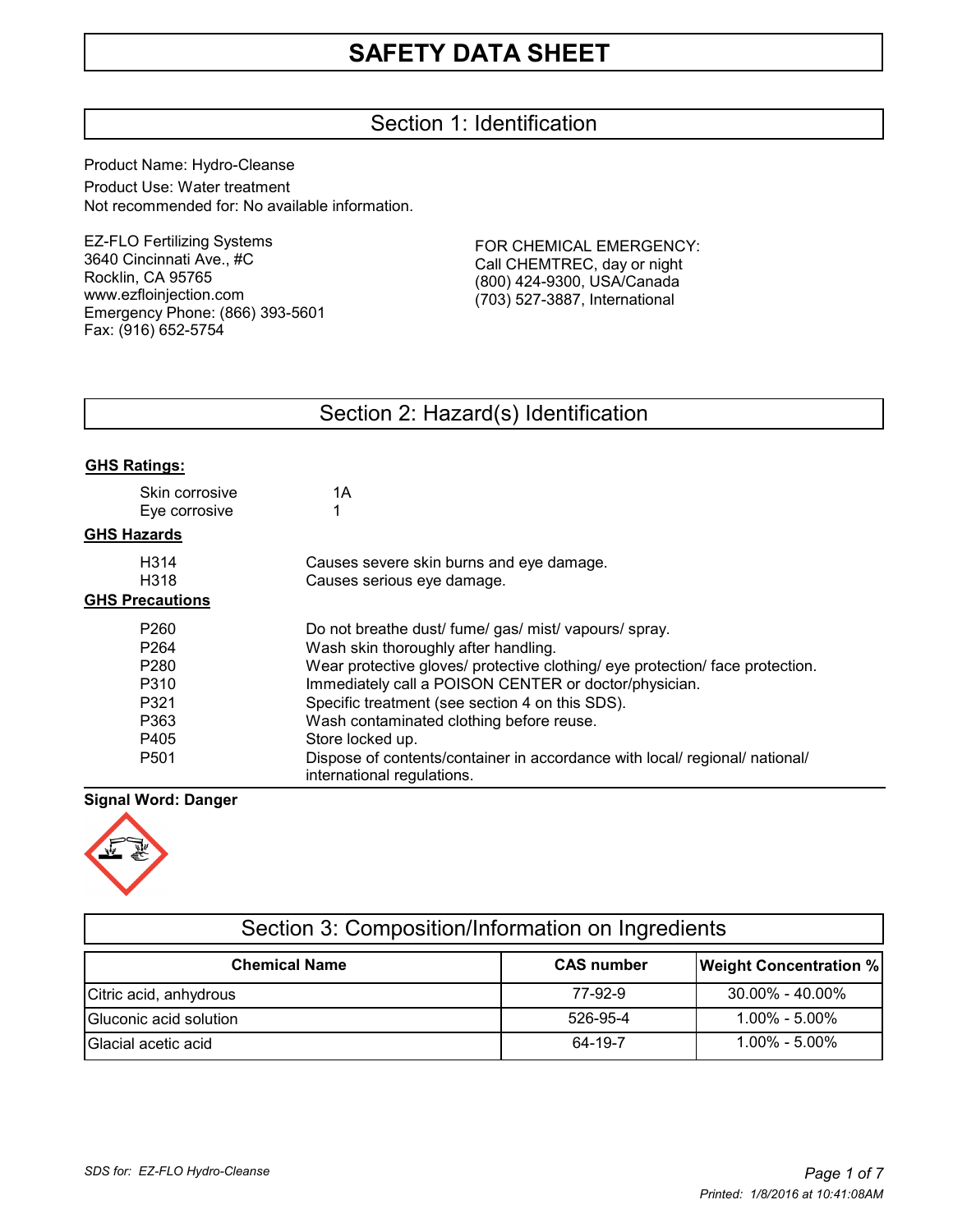# SAFETY DATA SHEET

## Section 1: Identification

Product Name: Hydro-Cleanse

Product Use: Water treatment

Not recommended for: No available information.

EZ-FLO Fertilizing Systems
3640 Cincinnati Ave., #C
Rocklin, CA 95765
www.ezfloinjection.com
Emergency Phone: (866) 393-5601
Fax: (916) 652-5754

FOR CHEMICAL EMERGENCY:
Call CHEMTREC, day or night
(800) 424-9300, USA/Canada
(703) 527-3887, International

## Section 2: Hazard(s) Identification

**GHS Ratings:**

| | |
|---|---|
| Skin corrosive | 1A |
| Eye corrosive | 1 |

**GHS Hazards**

| | |
|---|---|
| H314 | Causes severe skin burns and eye damage. |
| H318 | Causes serious eye damage. |

**GHS Precautions**

| | |
|---|---|
| P260 | Do not breathe dust/ fume/ gas/ mist/ vapours/ spray. |
| P264 | Wash skin thoroughly after handling. |
| P280 | Wear protective gloves/ protective clothing/ eye protection/ face protection. |
| P310 | Immediately call a POISON CENTER or doctor/physician. |
| P321 | Specific treatment (see section 4 on this SDS). |
| P363 | Wash contaminated clothing before reuse. |
| P405 | Store locked up. |
| P501 | Dispose of contents/container in accordance with local/ regional/ national/ international regulations. |

**Signal Word: Danger**

## Section 3: Composition/Information on Ingredients

| Chemical Name | CAS number | Weight Concentration % |
|---|---|---|
| Citric acid, anhydrous | 77-92-9 | 30.00% - 40.00% |
| Gluconic acid solution | 526-95-4 | 1.00% - 5.00% |
| Glacial acetic acid | 64-19-7 | 1.00% - 5.00% |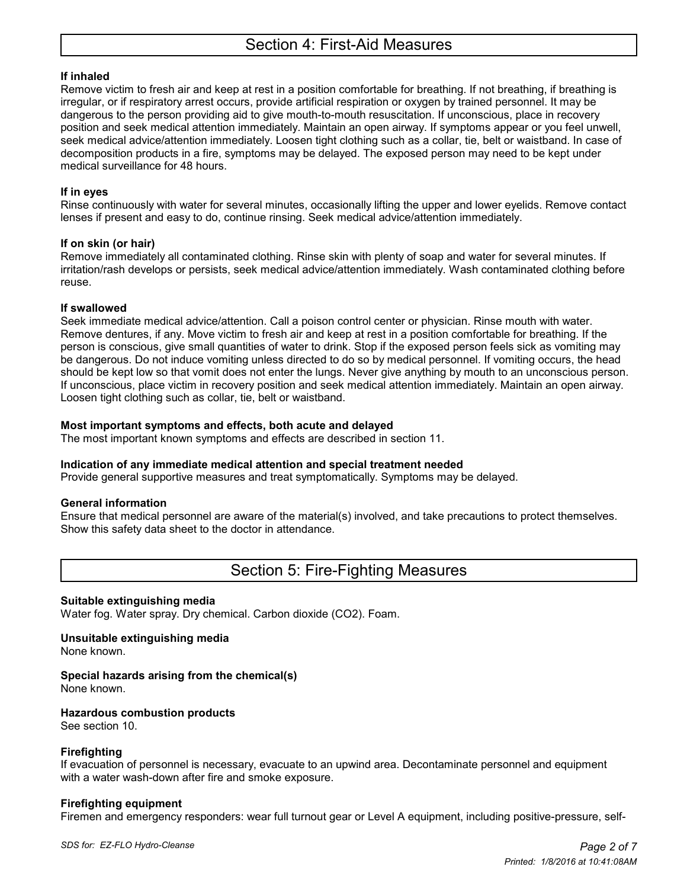## Section 4: First-Aid Measures

**If inhaled**

Remove victim to fresh air and keep at rest in a position comfortable for breathing. If not breathing, if breathing is irregular, or if respiratory arrest occurs, provide artificial respiration or oxygen by trained personnel. It may be dangerous to the person providing aid to give mouth-to-mouth resuscitation. If unconscious, place in recovery position and seek medical attention immediately. Maintain an open airway. If symptoms appear or you feel unwell, seek medical advice/attention immediately. Loosen tight clothing such as a collar, tie, belt or waistband. In case of decomposition products in a fire, symptoms may be delayed. The exposed person may need to be kept under medical surveillance for 48 hours.

**If in eyes**

Rinse continuously with water for several minutes, occasionally lifting the upper and lower eyelids. Remove contact lenses if present and easy to do, continue rinsing. Seek medical advice/attention immediately.

**If on skin (or hair)**

Remove immediately all contaminated clothing. Rinse skin with plenty of soap and water for several minutes. If irritation/rash develops or persists, seek medical advice/attention immediately. Wash contaminated clothing before reuse.

**If swallowed**

Seek immediate medical advice/attention. Call a poison control center or physician. Rinse mouth with water. Remove dentures, if any. Move victim to fresh air and keep at rest in a position comfortable for breathing. If the person is conscious, give small quantities of water to drink. Stop if the exposed person feels sick as vomiting may be dangerous. Do not induce vomiting unless directed to do so by medical personnel. If vomiting occurs, the head should be kept low so that vomit does not enter the lungs. Never give anything by mouth to an unconscious person. If unconscious, place victim in recovery position and seek medical attention immediately. Maintain an open airway. Loosen tight clothing such as collar, tie, belt or waistband.

**Most important symptoms and effects, both acute and delayed**

The most important known symptoms and effects are described in section 11.

**Indication of any immediate medical attention and special treatment needed**

Provide general supportive measures and treat symptomatically. Symptoms may be delayed.

**General information**

Ensure that medical personnel are aware of the material(s) involved, and take precautions to protect themselves. Show this safety data sheet to the doctor in attendance.

## Section 5: Fire-Fighting Measures

**Suitable extinguishing media**

Water fog. Water spray. Dry chemical. Carbon dioxide ($CO_2$). Foam.

**Unsuitable extinguishing media**

None known.

**Special hazards arising from the chemical(s)**

None known.

**Hazardous combustion products**

See section 10.

**Firefighting**

If evacuation of personnel is necessary, evacuate to an upwind area. Decontaminate personnel and equipment with a water wash-down after fire and smoke exposure.

**Firefighting equipment**

Firemen and emergency responders: wear full turnout gear or Level A equipment, including positive-pressure, self-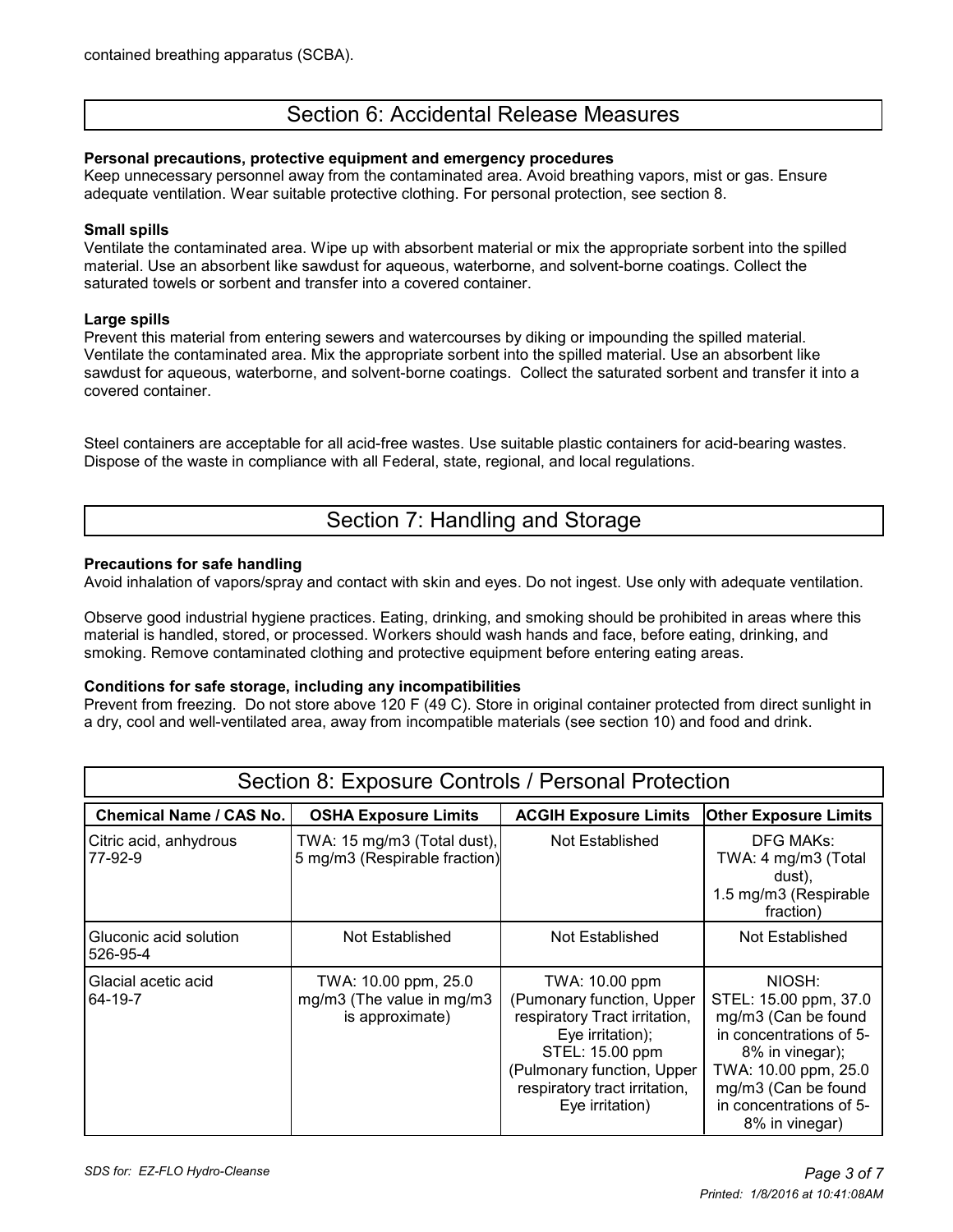contained breathing apparatus (SCBA).

## Section 6: Accidental Release Measures

**Personal precautions, protective equipment and emergency procedures**
Keep unnecessary personnel away from the contaminated area. Avoid breathing vapors, mist or gas. Ensure adequate ventilation. Wear suitable protective clothing. For personal protection, see section 8.

**Small spills**
Ventilate the contaminated area. Wipe up with absorbent material or mix the appropriate sorbent into the spilled material. Use an absorbent like sawdust for aqueous, waterborne, and solvent-borne coatings. Collect the saturated towels or sorbent and transfer into a covered container.

**Large spills**
Prevent this material from entering sewers and watercourses by diking or impounding the spilled material. Ventilate the contaminated area. Mix the appropriate sorbent into the spilled material. Use an absorbent like sawdust for aqueous, waterborne, and solvent-borne coatings. Collect the saturated sorbent and transfer it into a covered container.

Steel containers are acceptable for all acid-free wastes. Use suitable plastic containers for acid-bearing wastes. Dispose of the waste in compliance with all Federal, state, regional, and local regulations.

## Section 7: Handling and Storage

**Precautions for safe handling**
Avoid inhalation of vapors/spray and contact with skin and eyes. Do not ingest. Use only with adequate ventilation.

Observe good industrial hygiene practices. Eating, drinking, and smoking should be prohibited in areas where this material is handled, stored, or processed. Workers should wash hands and face, before eating, drinking, and smoking. Remove contaminated clothing and protective equipment before entering eating areas.

**Conditions for safe storage, including any incompatibilities**
Prevent from freezing. Do not store above 120 F (49 C). Store in original container protected from direct sunlight in a dry, cool and well-ventilated area, away from incompatible materials (see section 10) and food and drink.

## Section 8: Exposure Controls / Personal Protection

| Chemical Name / CAS No. | OSHA Exposure Limits | ACGIH Exposure Limits | Other Exposure Limits |
|---|---|---|---|
| Citric acid, anhydrous 77-92-9 | TWA: 15 mg/m3 (Total dust), 5 mg/m3 (Respirable fraction) | Not Established | DFG MAKs: TWA: 4 mg/m3 (Total dust), 1.5 mg/m3 (Respirable fraction) |
| Gluconic acid solution 526-95-4 | Not Established | Not Established | Not Established |
| Glacial acetic acid 64-19-7 | TWA: 10.00 ppm, 25.0 mg/m3 (The value in mg/m3 is approximate) | TWA: 10.00 ppm (Pumonary function, Upper respiratory Tract irritation, Eye irritation); STEL: 15.00 ppm (Pulmonary function, Upper respiratory tract irritation, Eye irritation) | NIOSH: STEL: 15.00 ppm, 37.0 mg/m3 (Can be found in concentrations of 5-8% in vinegar); TWA: 10.00 ppm, 25.0 mg/m3 (Can be found in concentrations of 5-8% in vinegar) |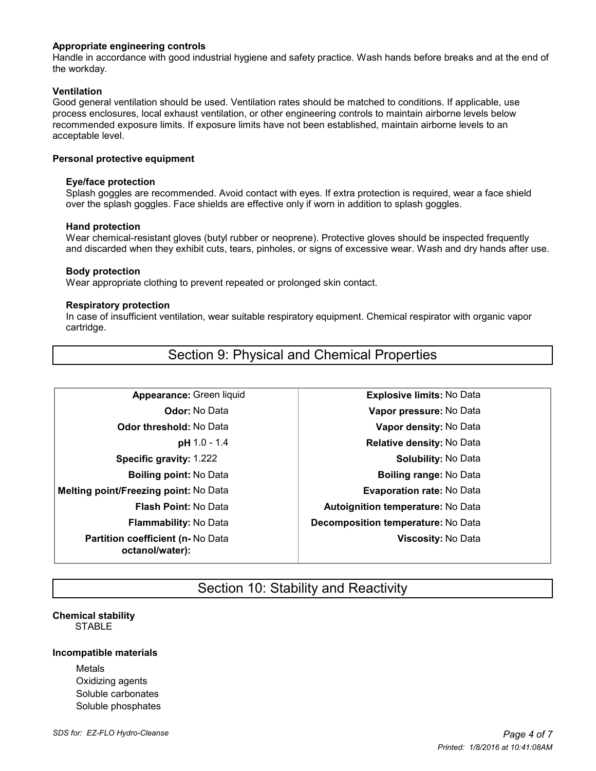**Appropriate engineering controls**

Handle in accordance with good industrial hygiene and safety practice. Wash hands before breaks and at the end of the workday.

**Ventilation**

Good general ventilation should be used. Ventilation rates should be matched to conditions. If applicable, use process enclosures, local exhaust ventilation, or other engineering controls to maintain airborne levels below recommended exposure limits. If exposure limits have not been established, maintain airborne levels to an acceptable level.

**Personal protective equipment**

**Eye/face protection**

Splash goggles are recommended. Avoid contact with eyes. If extra protection is required, wear a face shield over the splash goggles. Face shields are effective only if worn in addition to splash goggles.

**Hand protection**

Wear chemical-resistant gloves (butyl rubber or neoprene). Protective gloves should be inspected frequently and discarded when they exhibit cuts, tears, pinholes, or signs of excessive wear. Wash and dry hands after use.

**Body protection**

Wear appropriate clothing to prevent repeated or prolonged skin contact.

**Respiratory protection**

In case of insufficient ventilation, wear suitable respiratory equipment. Chemical respirator with organic vapor cartridge.

## Section 9: Physical and Chemical Properties

| Property | Value | Property | Value |
|---|---|---|---|
| **Appearance:** | Green liquid | **Explosive limits:** | No Data |
| **Odor:** | No Data | **Vapor pressure:** | No Data |
| **Odor threshold:** | No Data | **Vapor density:** | No Data |
| **pH** | 1.0 - 1.4 | **Relative density:** | No Data |
| **Specific gravity:** | 1.222 | **Solubility:** | No Data |
| **Boiling point:** | No Data | **Boiling range:** | No Data |
| **Melting point/Freezing point:** | No Data | **Evaporation rate:** | No Data |
| **Flash Point:** | No Data | **Autoignition temperature:** | No Data |
| **Flammability:** | No Data | **Decomposition temperature:** | No Data |
| **Partition coefficient (n-octanol/water):** | No Data | **Viscosity:** | No Data |

## Section 10: Stability and Reactivity

**Chemical stability**

STABLE

**Incompatible materials**

Metals
Oxidizing agents
Soluble carbonates
Soluble phosphates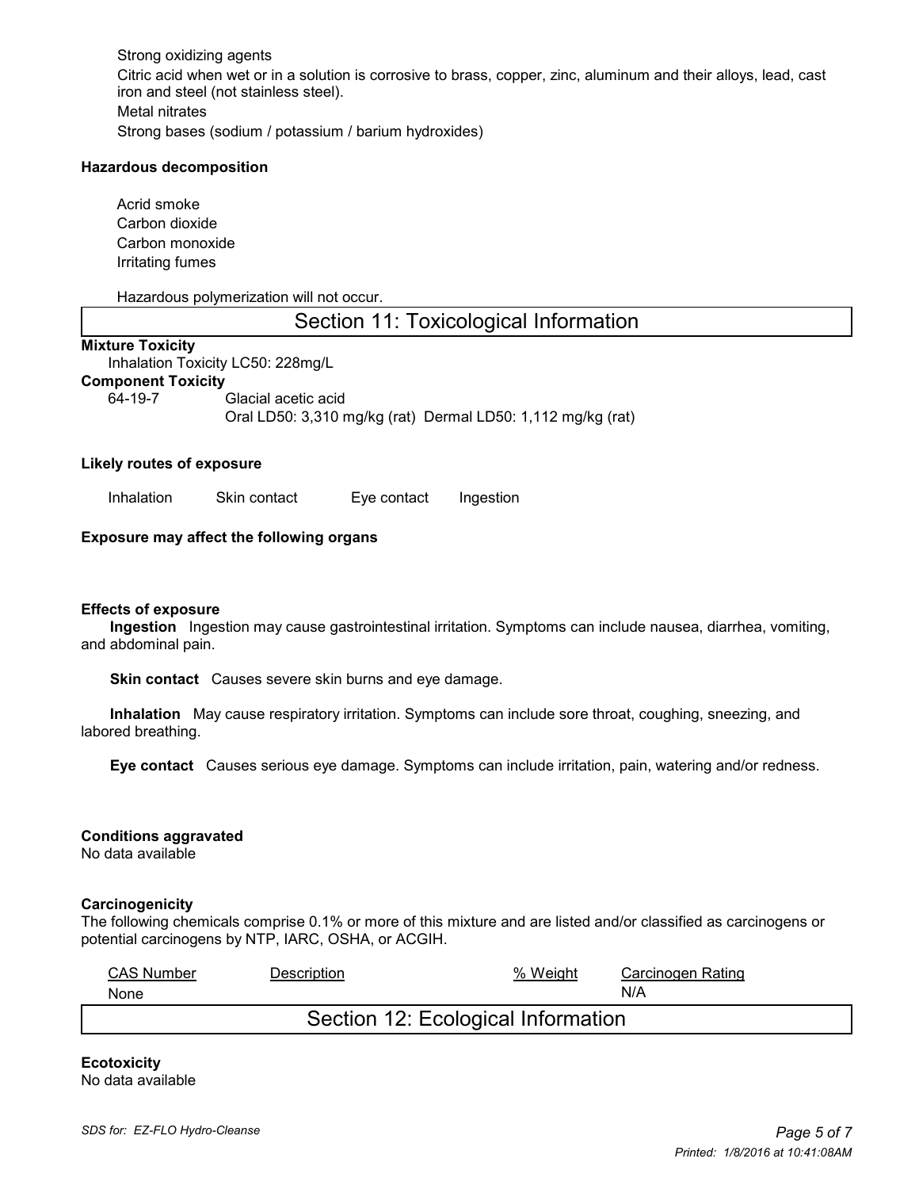Strong oxidizing agents

Citric acid when wet or in a solution is corrosive to brass, copper, zinc, aluminum and their alloys, lead, cast iron and steel (not stainless steel).

Metal nitrates

Strong bases (sodium / potassium / barium hydroxides)

**Hazardous decomposition**

Acrid smoke
Carbon dioxide
Carbon monoxide
Irritating fumes

Hazardous polymerization will not occur.

## Section 11: Toxicological Information

**Mixture Toxicity**

Inhalation Toxicity LC50: 228mg/L

**Component Toxicity**

64-19-7 Glacial acetic acid
Oral LD50: 3,310 mg/kg (rat) Dermal LD50: 1,112 mg/kg (rat)

**Likely routes of exposure**

Inhalation Skin contact Eye contact Ingestion

**Exposure may affect the following organs**

**Effects of exposure**

**Ingestion** Ingestion may cause gastrointestinal irritation. Symptoms can include nausea, diarrhea, vomiting, and abdominal pain.

**Skin contact** Causes severe skin burns and eye damage.

**Inhalation** May cause respiratory irritation. Symptoms can include sore throat, coughing, sneezing, and labored breathing.

**Eye contact** Causes serious eye damage. Symptoms can include irritation, pain, watering and/or redness.

**Conditions aggravated**

No data available

**Carcinogenicity**

The following chemicals comprise 0.1% or more of this mixture and are listed and/or classified as carcinogens or potential carcinogens by NTP, IARC, OSHA, or ACGIH.

| CAS Number | Description | % Weight | Carcinogen Rating |
|---|---|---|---|
| None | | | N/A |

## Section 12: Ecological Information

**Ecotoxicity**

No data available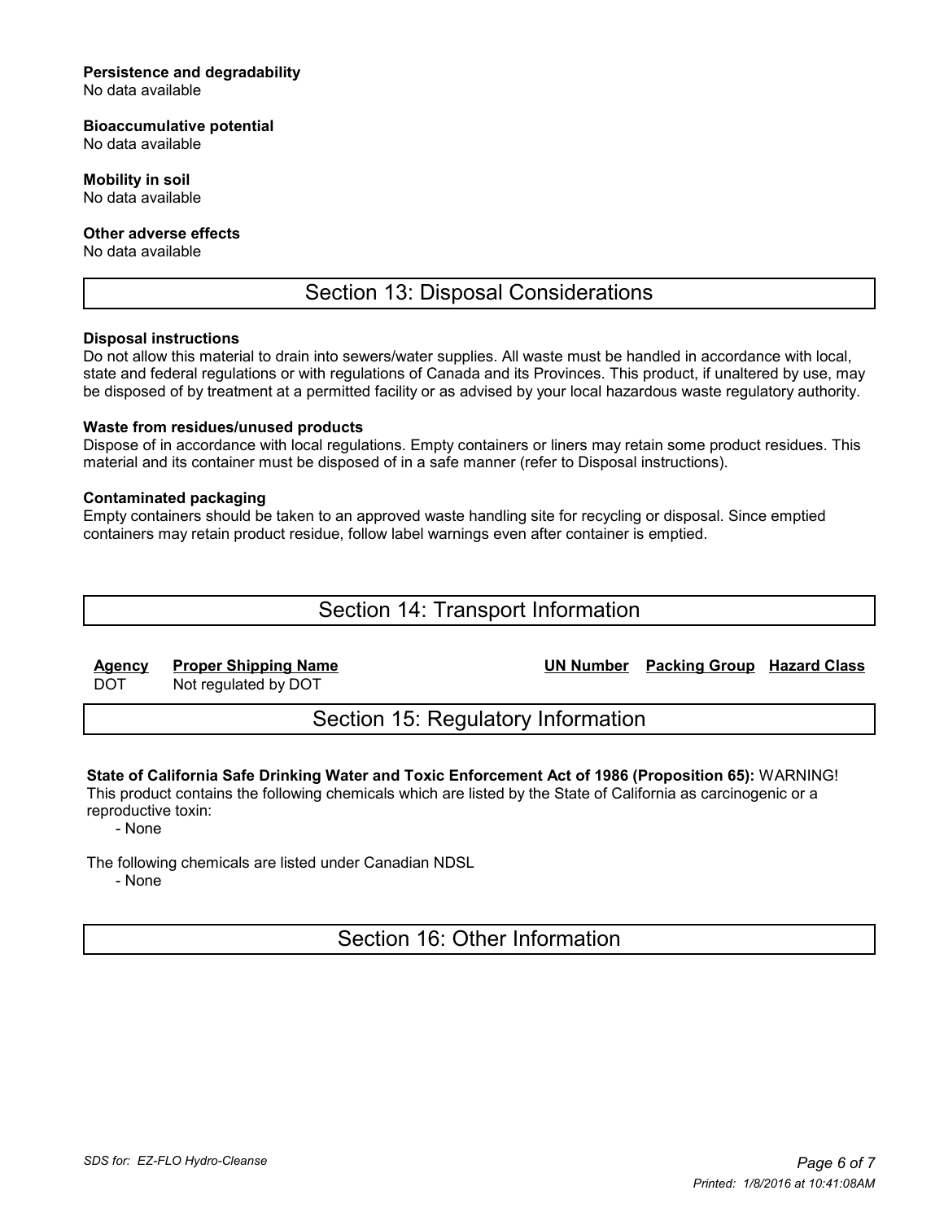**Persistence and degradability**
No data available

**Bioaccumulative potential**
No data available

**Mobility in soil**
No data available

**Other adverse effects**
No data available

## Section 13: Disposal Considerations

**Disposal instructions**
Do not allow this material to drain into sewers/water supplies. All waste must be handled in accordance with local, state and federal regulations or with regulations of Canada and its Provinces. This product, if unaltered by use, may be disposed of by treatment at a permitted facility or as advised by your local hazardous waste regulatory authority.

**Waste from residues/unused products**
Dispose of in accordance with local regulations. Empty containers or liners may retain some product residues. This material and its container must be disposed of in a safe manner (refer to Disposal instructions).

**Contaminated packaging**
Empty containers should be taken to an approved waste handling site for recycling or disposal. Since emptied containers may retain product residue, follow label warnings even after container is emptied.

## Section 14: Transport Information

| Agency | Proper Shipping Name | UN Number | Packing Group | Hazard Class |
|---|---|---|---|---|
| DOT | Not regulated by DOT | | | |

## Section 15: Regulatory Information

**State of California Safe Drinking Water and Toxic Enforcement Act of 1986 (Proposition 65):** WARNING! This product contains the following chemicals which are listed by the State of California as carcinogenic or a reproductive toxin:

- None

The following chemicals are listed under Canadian NDSL

- None

## Section 16: Other Information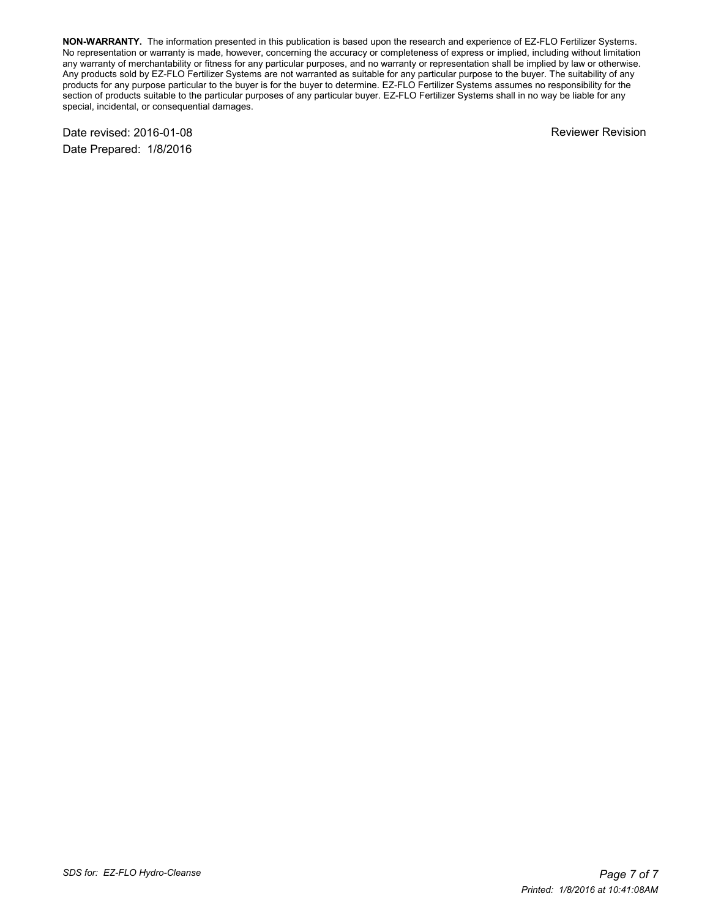**NON-WARRANTY.** The information presented in this publication is based upon the research and experience of EZ-FLO Fertilizer Systems. No representation or warranty is made, however, concerning the accuracy or completeness of express or implied, including without limitation any warranty of merchantability or fitness for any particular purposes, and no warranty or representation shall be implied by law or otherwise. Any products sold by EZ-FLO Fertilizer Systems are not warranted as suitable for any particular purpose to the buyer. The suitability of any products for any purpose particular to the buyer is for the buyer to determine. EZ-FLO Fertilizer Systems assumes no responsibility for the section of products suitable to the particular purposes of any particular buyer. EZ-FLO Fertilizer Systems shall in no way be liable for any special, incidental, or consequential damages.

Date revised: 2016-01-08

Reviewer Revision

Date Prepared: 1/8/2016